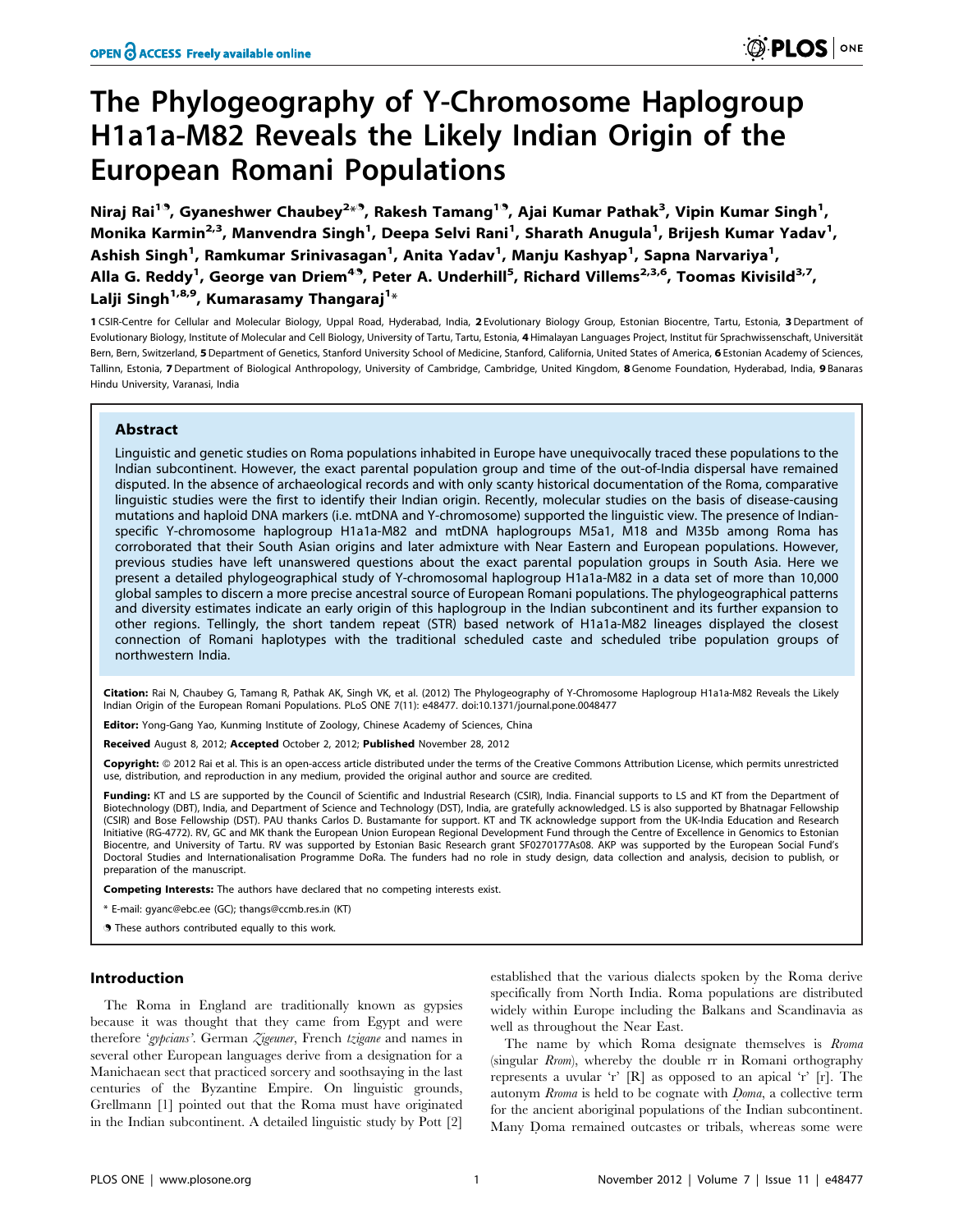# The Phylogeography of Y-Chromosome Haplogroup H1a1a-M82 Reveals the Likely Indian Origin of the European Romani Populations

**Niraj Rai[1¶], Gyaneshwer Chaubey[2*¶], Rakesh Tamang[1¶], Ajai Kumar Pathak[3], Vipin Kumar Singh[1], Monika Karmin[2,3], Manvendra Singh[1], Deepa Selvi Rani[1], Sharath Anugula[1], Brijesh Kumar Yadav[1], Ashish Singh[1], Ramkumar Srinivasagan[1], Anita Yadav[1], Manju Kashyap[1], Sapna Narvariya[1], Alla G. Reddy[1], George van Driem[4¶], Peter A. Underhill[5], Richard Villems[2,3,6], Toomas Kivisild[3,7], Lalji Singh[1,8,9], Kumarasamy Thangaraj[1*]**

1 CSIR-Centre for Cellular and Molecular Biology, Uppal Road, Hyderabad, India, 2 Evolutionary Biology Group, Estonian Biocentre, Tartu, Estonia, 3 Department of Evolutionary Biology, Institute of Molecular and Cell Biology, University of Tartu, Tartu, Estonia, 4 Himalayan Languages Project, Institut für Sprachwissenschaft, Universität Bern, Bern, Switzerland, 5 Department of Genetics, Stanford University School of Medicine, Stanford, California, United States of America, 6 Estonian Academy of Sciences, Tallinn, Estonia, 7 Department of Biological Anthropology, University of Cambridge, Cambridge, United Kingdom, 8 Genome Foundation, Hyderabad, India, 9 Banaras Hindu University, Varanasi, India

## Abstract

Linguistic and genetic studies on Roma populations inhabited in Europe have unequivocally traced these populations to the Indian subcontinent. However, the exact parental population group and time of the out-of-India dispersal have remained disputed. In the absence of archaeological records and with only scanty historical documentation of the Roma, comparative linguistic studies were the first to identify their Indian origin. Recently, molecular studies on the basis of disease-causing mutations and haploid DNA markers (i.e. mtDNA and Y-chromosome) supported the linguistic view. The presence of Indian-specific Y-chromosome haplogroup H1a1a-M82 and mtDNA haplogroups M5a1, M18 and M35b among Roma has corroborated that their South Asian origins and later admixture with Near Eastern and European populations. However, previous studies have left unanswered questions about the exact parental population groups in South Asia. Here we present a detailed phylogeographical study of Y-chromosomal haplogroup H1a1a-M82 in a data set of more than 10,000 global samples to discern a more precise ancestral source of European Romani populations. The phylogeographical patterns and diversity estimates indicate an early origin of this haplogroup in the Indian subcontinent and its further expansion to other regions. Tellingly, the short tandem repeat (STR) based network of H1a1a-M82 lineages displayed the closest connection of Romani haplotypes with the traditional scheduled caste and scheduled tribe population groups of northwestern India.

**Citation:** Rai N, Chaubey G, Tamang R, Pathak AK, Singh VK, et al. (2012) The Phylogeography of Y-Chromosome Haplogroup H1a1a-M82 Reveals the Likely Indian Origin of the European Romani Populations. PLoS ONE 7(11): e48477. doi:10.1371/journal.pone.0048477

**Editor:** Yong-Gang Yao, Kunming Institute of Zoology, Chinese Academy of Sciences, China

**Received** August 8, 2012; **Accepted** October 2, 2012; **Published** November 28, 2012

**Copyright:** © 2012 Rai et al. This is an open-access article distributed under the terms of the Creative Commons Attribution License, which permits unrestricted use, distribution, and reproduction in any medium, provided the original author and source are credited.

**Funding:** KT and LS are supported by the Council of Scientific and Industrial Research (CSIR), India. Financial supports to LS and KT from the Department of Biotechnology (DBT), India, and Department of Science and Technology (DST), India, are gratefully acknowledged. LS is also supported by Bhatnagar Fellowship (CSIR) and Bose Fellowship (DST). PAU thanks Carlos D. Bustamante for support. KT and TK acknowledge support from the UK-India Education and Research Initiative (RG-4772). RV, GC and MK thank the European Union European Regional Development Fund through the Centre of Excellence in Genomics to Estonian Biocentre, and University of Tartu. RV was supported by Estonian Basic Research grant SF0270177As08. AKP was supported by the European Social Fund's Doctoral Studies and Internationalisation Programme DoRa. The funders had no role in study design, data collection and analysis, decision to publish, or preparation of the manuscript.

**Competing Interests:** The authors have declared that no competing interests exist.

\* E-mail: gyanc@ebc.ee (GC); thangs@ccmb.res.in (KT)

¶ These authors contributed equally to this work.

## Introduction

The Roma in England are traditionally known as gypsies because it was thought that they came from Egypt and were therefore '*gypcians*'. German *Zigeuner*, French *tzigane* and names in several other European languages derive from a designation for a Manichaean sect that practiced sorcery and soothsaying in the last centuries of the Byzantine Empire. On linguistic grounds, Grellmann [1] pointed out that the Roma must have originated in the Indian subcontinent. A detailed linguistic study by Pott [2] established that the various dialects spoken by the Roma derive specifically from North India. Roma populations are distributed widely within Europe including the Balkans and Scandinavia as well as throughout the Near East.

The name by which Roma designate themselves is *Rroma* (singular *Rrom*), whereby the double rr in Romani orthography represents a uvular 'r' [R] as opposed to an apical 'r' [r]. The autonym *Rroma* is held to be cognate with *Ḍoma*, a collective term for the ancient aboriginal populations of the Indian subcontinent. Many Ḍoma remained outcastes or tribals, whereas some were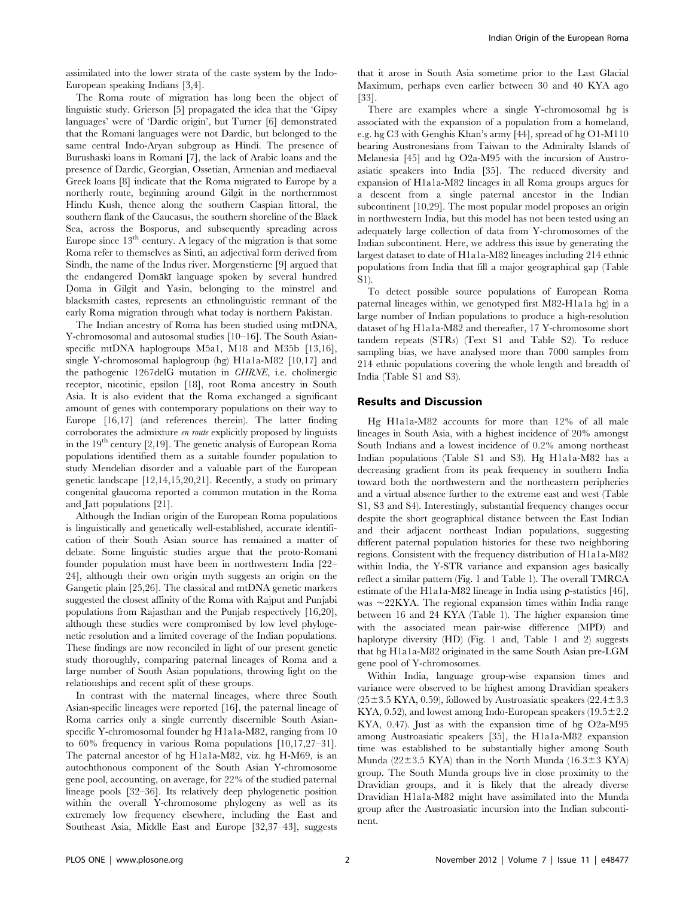assimilated into the lower strata of the caste system by the Indo-European speaking Indians [3,4].

The Roma route of migration has long been the object of linguistic study. Grierson [5] propagated the idea that the 'Gipsy languages' were of 'Dardic origin', but Turner [6] demonstrated that the Romani languages were not Dardic, but belonged to the same central Indo-Aryan subgroup as Hindi. The presence of Burushaski loans in Romani [7], the lack of Arabic loans and the presence of Dardic, Georgian, Ossetian, Armenian and mediaeval Greek loans [8] indicate that the Roma migrated to Europe by a northerly route, beginning around Gilgit in the northernmost Hindu Kush, thence along the southern Caspian littoral, the southern flank of the Caucasus, the southern shoreline of the Black Sea, across the Bosporus, and subsequently spreading across Europe since 13th century. A legacy of the migration is that some Roma refer to themselves as Sinti, an adjectival form derived from Sindh, the name of the Indus river. Morgenstierne [9] argued that the endangered Ḍomākī language spoken by several hundred Ḍoma in Gilgit and Yasin, belonging to the minstrel and blacksmith castes, represents an ethnolinguistic remnant of the early Roma migration through what today is northern Pakistan.

The Indian ancestry of Roma has been studied using mtDNA, Y-chromosomal and autosomal studies [10–16]. The South Asian-specific mtDNA haplogroups M5a1, M18 and M35b [13,16], single Y-chromosomal haplogroup (hg) H1a1a-M82 [10,17] and the pathogenic 1267delG mutation in *CHRNE*, i.e. cholinergic receptor, nicotinic, epsilon [18], root Roma ancestry in South Asia. It is also evident that the Roma exchanged a significant amount of genes with contemporary populations on their way to Europe [16,17] (and references therein). The latter finding corroborates the admixture *en route* explicitly proposed by linguists in the 19th century [2,19]. The genetic analysis of European Roma populations identified them as a suitable founder population to study Mendelian disorder and a valuable part of the European genetic landscape [12,14,15,20,21]. Recently, a study on primary congenital glaucoma reported a common mutation in the Roma and Jatt populations [21].

Although the Indian origin of the European Roma populations is linguistically and genetically well-established, accurate identification of their South Asian source has remained a matter of debate. Some linguistic studies argue that the proto-Romani founder population must have been in northwestern India [22–24], although their own origin myth suggests an origin on the Gangetic plain [25,26]. The classical and mtDNA genetic markers suggested the closest affinity of the Roma with Rajput and Punjabi populations from Rajasthan and the Punjab respectively [16,20], although these studies were compromised by low level phylogenetic resolution and a limited coverage of the Indian populations. These findings are now reconciled in light of our present genetic study thoroughly, comparing paternal lineages of Roma and a large number of South Asian populations, throwing light on the relationships and recent split of these groups.

In contrast with the maternal lineages, where three South Asian-specific lineages were reported [16], the paternal lineage of Roma carries only a single currently discernible South Asian-specific Y-chromosomal founder hg H1a1a-M82, ranging from 10 to 60% frequency in various Roma populations [10,17,27–31]. The paternal ancestor of hg H1a1a-M82, viz. hg H-M69, is an autochthonous component of the South Asian Y-chromosome gene pool, accounting, on average, for 22% of the studied paternal lineage pools [32–36]. Its relatively deep phylogenetic position within the overall Y-chromosome phylogeny as well as its extremely low frequency elsewhere, including the East and Southeast Asia, Middle East and Europe [32,37–43], suggests that it arose in South Asia sometime prior to the Last Glacial Maximum, perhaps even earlier between 30 and 40 KYA ago [33].

There are examples where a single Y-chromosomal hg is associated with the expansion of a population from a homeland, e.g. hg C3 with Genghis Khan's army [44], spread of hg O1-M110 bearing Austronesians from Taiwan to the Admiralty Islands of Melanesia [45] and hg O2a-M95 with the incursion of Austroasiatic speakers into India [35]. The reduced diversity and expansion of H1a1a-M82 lineages in all Roma groups argues for a descent from a single paternal ancestor in the Indian subcontinent [10,29]. The most popular model proposes an origin in northwestern India, but this model has not been tested using an adequately large collection of data from Y-chromosomes of the Indian subcontinent. Here, we address this issue by generating the largest dataset to date of H1a1a-M82 lineages including 214 ethnic populations from India that fill a major geographical gap (Table S1).

To detect possible source populations of European Roma paternal lineages within, we genotyped first M82-H1a1a hg) in a large number of Indian populations to produce a high-resolution dataset of hg H1a1a-M82 and thereafter, 17 Y-chromosome short tandem repeats (STRs) (Text S1 and Table S2). To reduce sampling bias, we have analysed more than 7000 samples from 214 ethnic populations covering the whole length and breadth of India (Table S1 and S3).

## Results and Discussion

Hg H1a1a-M82 accounts for more than 12% of all male lineages in South Asia, with a highest incidence of 20% amongst South Indians and a lowest incidence of 0.2% among northeast Indian populations (Table S1 and S3). Hg H1a1a-M82 has a decreasing gradient from its peak frequency in southern India toward both the northwestern and the northeastern peripheries and a virtual absence further to the extreme east and west (Table S1, S3 and S4). Interestingly, substantial frequency changes occur despite the short geographical distance between the East Indian and their adjacent northeast Indian populations, suggesting different paternal population histories for these two neighboring regions. Consistent with the frequency distribution of H1a1a-M82 within India, the Y-STR variance and expansion ages basically reflect a similar pattern (Fig. 1 and Table 1). The overall TMRCA estimate of the H1a1a-M82 lineage in India using ρ-statistics [46], was ~22KYA. The regional expansion times within India range between 16 and 24 KYA (Table 1). The higher expansion time with the associated mean pair-wise difference (MPD) and haplotype diversity (HD) (Fig. 1 and, Table 1 and 2) suggests that hg H1a1a-M82 originated in the same South Asian pre-LGM gene pool of Y-chromosomes.

Within India, language group-wise expansion times and variance were observed to be highest among Dravidian speakers (25±3.5 KYA, 0.59), followed by Austroasiatic speakers (22.4±3.3 KYA, 0.52), and lowest among Indo-European speakers (19.5±2.2 KYA, 0.47). Just as with the expansion time of hg O2a-M95 among Austroasiatic speakers [35], the H1a1a-M82 expansion time was established to be substantially higher among South Munda (22±3.5 KYA) than in the North Munda (16.3±3 KYA) group. The South Munda groups live in close proximity to the Dravidian groups, and it is likely that the already diverse Dravidian H1a1a-M82 might have assimilated into the Munda group after the Austroasiatic incursion into the Indian subcontinent.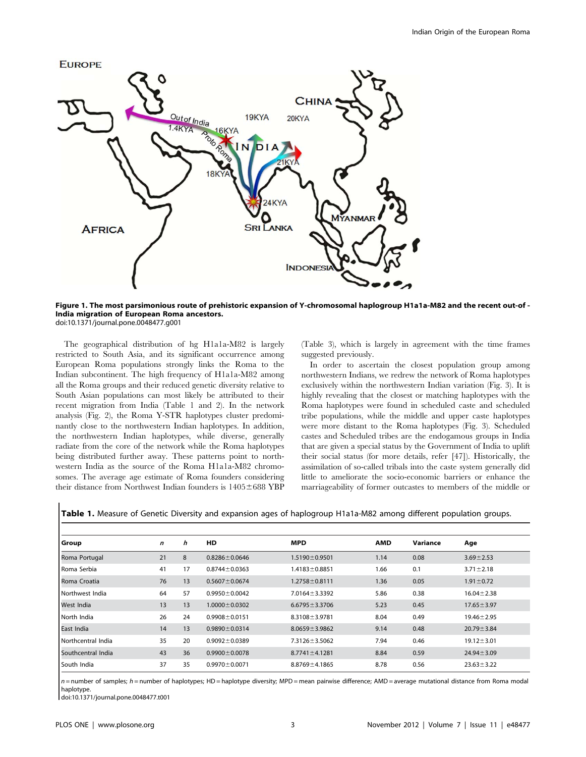**Figure 1. The most parsimonious route of prehistoric expansion of Y-chromosomal haplogroup H1a1a-M82 and the recent out-of - India migration of European Roma ancestors.**
doi:10.1371/journal.pone.0048477.g001

The geographical distribution of hg H1a1a-M82 is largely restricted to South Asia, and its significant occurrence among European Roma populations strongly links the Roma to the Indian subcontinent. The high frequency of H1a1a-M82 among all the Roma groups and their reduced genetic diversity relative to South Asian populations can most likely be attributed to their recent migration from India (Table 1 and 2). In the network analysis (Fig. 2), the Roma Y-STR haplotypes cluster predominantly close to the northwestern Indian haplotypes. In addition, the northwestern Indian haplotypes, while diverse, generally radiate from the core of the network while the Roma haplotypes being distributed further away. These patterns point to northwestern India as the source of the Roma H1a1a-M82 chromosomes. The average age estimate of Roma founders considering their distance from Northwest Indian founders is 1405±688 YBP (Table 3), which is largely in agreement with the time frames suggested previously.

In order to ascertain the closest population group among northwestern Indians, we redrew the network of Roma haplotypes exclusively within the northwestern Indian variation (Fig. 3). It is highly revealing that the closest or matching haplotypes with the Roma haplotypes were found in scheduled caste and scheduled tribe populations, while the middle and upper caste haplotypes were more distant to the Roma haplotypes (Fig. 3). Scheduled castes and Scheduled tribes are the endogamous groups in India that are given a special status by the Government of India to uplift their social status (for more details, refer [47]). Historically, the assimilation of so-called tribals into the caste system generally did little to ameliorate the socio-economic barriers or enhance the marriageability of former outcastes to members of the middle or

**Table 1.** Measure of Genetic Diversity and expansion ages of haplogroup H1a1a-M82 among different population groups.

| Group | *n* | *h* | HD | MPD | AMD | Variance | Age |
|---|---|---|---|---|---|---|---|
| Roma Portugal | 21 | 8 | 0.8286±0.0646 | 1.5190±0.9501 | 1.14 | 0.08 | 3.69±2.53 |
| Roma Serbia | 41 | 17 | 0.8744±0.0363 | 1.4183±0.8851 | 1.66 | 0.1 | 3.71±2.18 |
| Roma Croatia | 76 | 13 | 0.5607±0.0674 | 1.2758±0.8111 | 1.36 | 0.05 | 1.91±0.72 |
| Northwest India | 64 | 57 | 0.9950±0.0042 | 7.0164±3.3392 | 5.86 | 0.38 | 16.04±2.38 |
| West India | 13 | 13 | 1.0000±0.0302 | 6.6795±3.3706 | 5.23 | 0.45 | 17.65±3.97 |
| North India | 26 | 24 | 0.9908±0.0151 | 8.3108±3.9781 | 8.04 | 0.49 | 19.46±2.95 |
| East India | 14 | 13 | 0.9890±0.0314 | 8.0659±3.9862 | 9.14 | 0.48 | 20.79±3.84 |
| Northcentral India | 35 | 20 | 0.9092±0.0389 | 7.3126±3.5062 | 7.94 | 0.46 | 19.12±3.01 |
| Southcentral India | 43 | 36 | 0.9900±0.0078 | 8.7741±4.1281 | 8.84 | 0.59 | 24.94±3.09 |
| South India | 37 | 35 | 0.9970±0.0071 | 8.8769±4.1865 | 8.78 | 0.56 | 23.63±3.22 |

*n* = number of samples; *h* = number of haplotypes; HD = haplotype diversity; MPD = mean pairwise difference; AMD = average mutational distance from Roma modal haplotype.
doi:10.1371/journal.pone.0048477.t001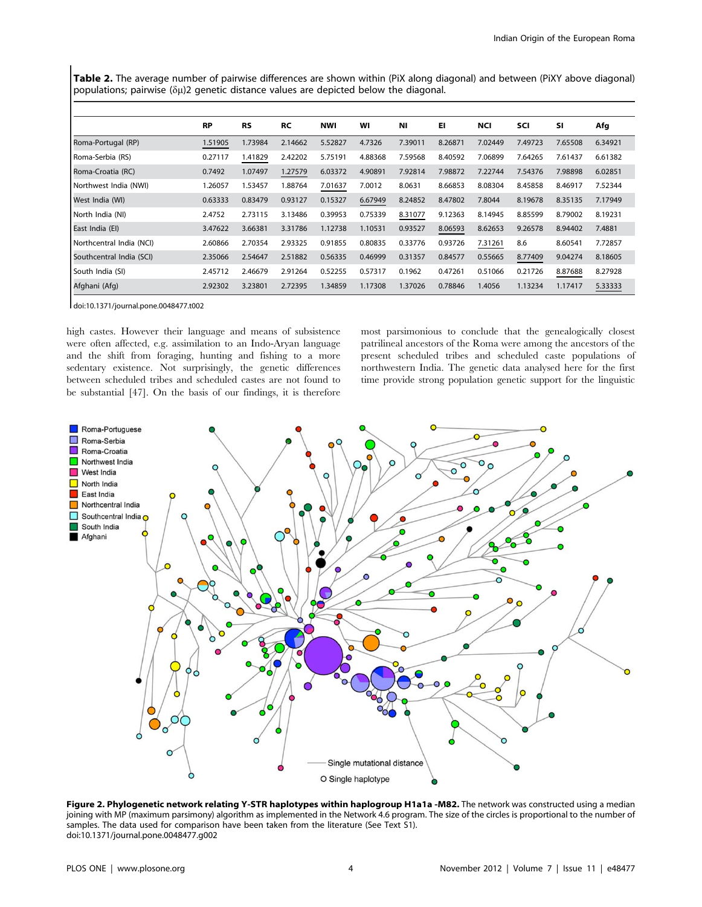**Table 2.** The average number of pairwise differences are shown within (PiX along diagonal) and between (PiXY above diagonal) populations; pairwise (δμ)2 genetic distance values are depicted below the diagonal.

| | RP | RS | RC | NWI | WI | NI | EI | NCI | SCI | SI | Afg |
|---|---|---|---|---|---|---|---|---|---|---|---|
| Roma-Portugal (RP) | 1.51905 | 1.73984 | 2.14662 | 5.52827 | 4.7326 | 7.39011 | 8.26871 | 7.02449 | 7.49723 | 7.65508 | 6.34921 |
| Roma-Serbia (RS) | 0.27117 | 1.41829 | 2.42202 | 5.75191 | 4.88368 | 7.59568 | 8.40592 | 7.06899 | 7.64265 | 7.61437 | 6.61382 |
| Roma-Croatia (RC) | 0.7492 | 1.07497 | 1.27579 | 6.03372 | 4.90891 | 7.92814 | 7.98872 | 7.22744 | 7.54376 | 7.98898 | 6.02851 |
| Northwest India (NWI) | 1.26057 | 1.53457 | 1.88764 | 7.01637 | 7.0012 | 8.0631 | 8.66853 | 8.08304 | 8.45858 | 8.46917 | 7.52344 |
| West India (WI) | 0.63333 | 0.83479 | 0.93127 | 0.15327 | 6.67949 | 8.24852 | 8.47802 | 7.8044 | 8.19678 | 8.35135 | 7.17949 |
| North India (NI) | 2.4752 | 2.73115 | 3.13486 | 0.39953 | 0.75339 | 8.31077 | 9.12363 | 8.14945 | 8.85599 | 8.79002 | 8.19231 |
| East India (EI) | 3.47622 | 3.66381 | 3.31786 | 1.12738 | 1.10531 | 0.93527 | 8.06593 | 8.62653 | 9.26578 | 8.94402 | 7.4881 |
| Northcentral India (NCI) | 2.60866 | 2.70354 | 2.93325 | 0.91855 | 0.80835 | 0.33776 | 0.93726 | 7.31261 | 8.6 | 8.60541 | 7.72857 |
| Southcentral India (SCI) | 2.35066 | 2.54647 | 2.51882 | 0.56335 | 0.46999 | 0.31357 | 0.84577 | 0.55665 | 8.77409 | 9.04274 | 8.18605 |
| South India (SI) | 2.45712 | 2.46679 | 2.91264 | 0.52255 | 0.57317 | 0.1962 | 0.47261 | 0.51066 | 0.21726 | 8.87688 | 8.27928 |
| Afghani (Afg) | 2.92302 | 3.23801 | 2.72395 | 1.34859 | 1.17308 | 1.37026 | 0.78846 | 1.4056 | 1.13234 | 1.17417 | 5.33333 |

doi:10.1371/journal.pone.0048477.t002

high castes. However their language and means of subsistence were often affected, e.g. assimilation to an Indo-Aryan language and the shift from foraging, hunting and fishing to a more sedentary existence. Not surprisingly, the genetic differences between scheduled tribes and scheduled castes are not found to be substantial [47]. On the basis of our findings, it is therefore most parsimonious to conclude that the genealogically closest patrilineal ancestors of the Roma were among the ancestors of the present scheduled tribes and scheduled caste populations of northwestern India. The genetic data analysed here for the first time provide strong population genetic support for the linguistic

**Figure 2. Phylogenetic network relating Y-STR haplotypes within haplogroup H1a1a -M82.** The network was constructed using a median joining with MP (maximum parsimony) algorithm as implemented in the Network 4.6 program. The size of the circles is proportional to the number of samples. The data used for comparison have been taken from the literature (See Text S1).
doi:10.1371/journal.pone.0048477.g002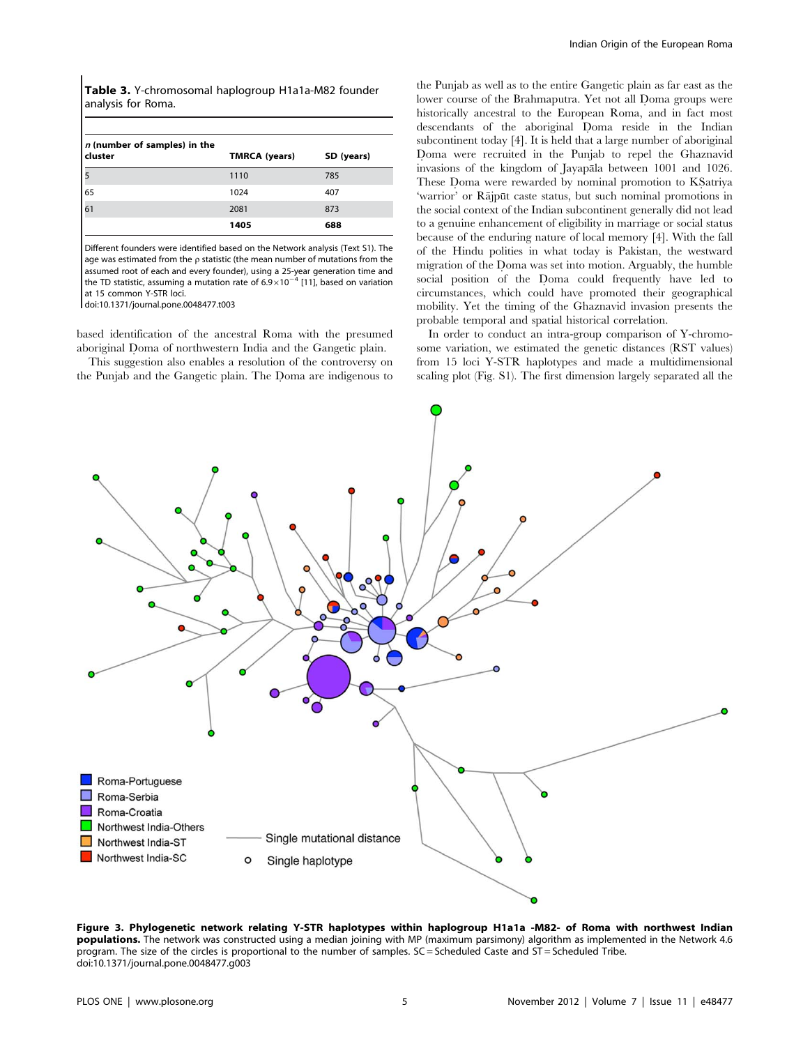**Table 3.** Y-chromosomal haplogroup H1a1a-M82 founder analysis for Roma.

| *n* (number of samples) in the cluster | TMRCA (years) | SD (years) |
|---|---|---|
| 5 | 1110 | 785 |
| 65 | 1024 | 407 |
| 61 | 2081 | 873 |
| | **1405** | **688** |

Different founders were identified based on the Network analysis (Text S1). The age was estimated from the ρ statistic (the mean number of mutations from the assumed root of each and every founder), using a 25-year generation time and the TD statistic, assuming a mutation rate of $6.9\times10^{-4}$ [11], based on variation at 15 common Y-STR loci.
doi:10.1371/journal.pone.0048477.t003

based identification of the ancestral Roma with the presumed aboriginal Ḍoma of northwestern India and the Gangetic plain.

This suggestion also enables a resolution of the controversy on the Punjab and the Gangetic plain. The Ḍoma are indigenous to the Punjab as well as to the entire Gangetic plain as far east as the lower course of the Brahmaputra. Yet not all Ḍoma groups were historically ancestral to the European Roma, and in fact most descendants of the aboriginal Ḍoma reside in the Indian subcontinent today [4]. It is held that a large number of aboriginal Ḍoma were recruited in the Punjab to repel the Ghaznavid invasions of the kingdom of Jayapāla between 1001 and 1026. These Ḍoma were rewarded by nominal promotion to KṢatriya 'warrior' or Rājpūt caste status, but such nominal promotions in the social context of the Indian subcontinent generally did not lead to a genuine enhancement of eligibility in marriage or social status because of the enduring nature of local memory [4]. With the fall of the Hindu polities in what today is Pakistan, the westward migration of the Ḍoma was set into motion. Arguably, the humble social position of the Ḍoma could frequently have led to circumstances, which could have promoted their geographical mobility. Yet the timing of the Ghaznavid invasion presents the probable temporal and spatial historical correlation.

In order to conduct an intra-group comparison of Y-chromosome variation, we estimated the genetic distances (RST values) from 15 loci Y-STR haplotypes and made a multidimensional scaling plot (Fig. S1). The first dimension largely separated all the

**Figure 3. Phylogenetic network relating Y-STR haplotypes within haplogroup H1a1a -M82- of Roma with northwest Indian populations.** The network was constructed using a median joining with MP (maximum parsimony) algorithm as implemented in the Network 4.6 program. The size of the circles is proportional to the number of samples. SC = Scheduled Caste and ST = Scheduled Tribe.
doi:10.1371/journal.pone.0048477.g003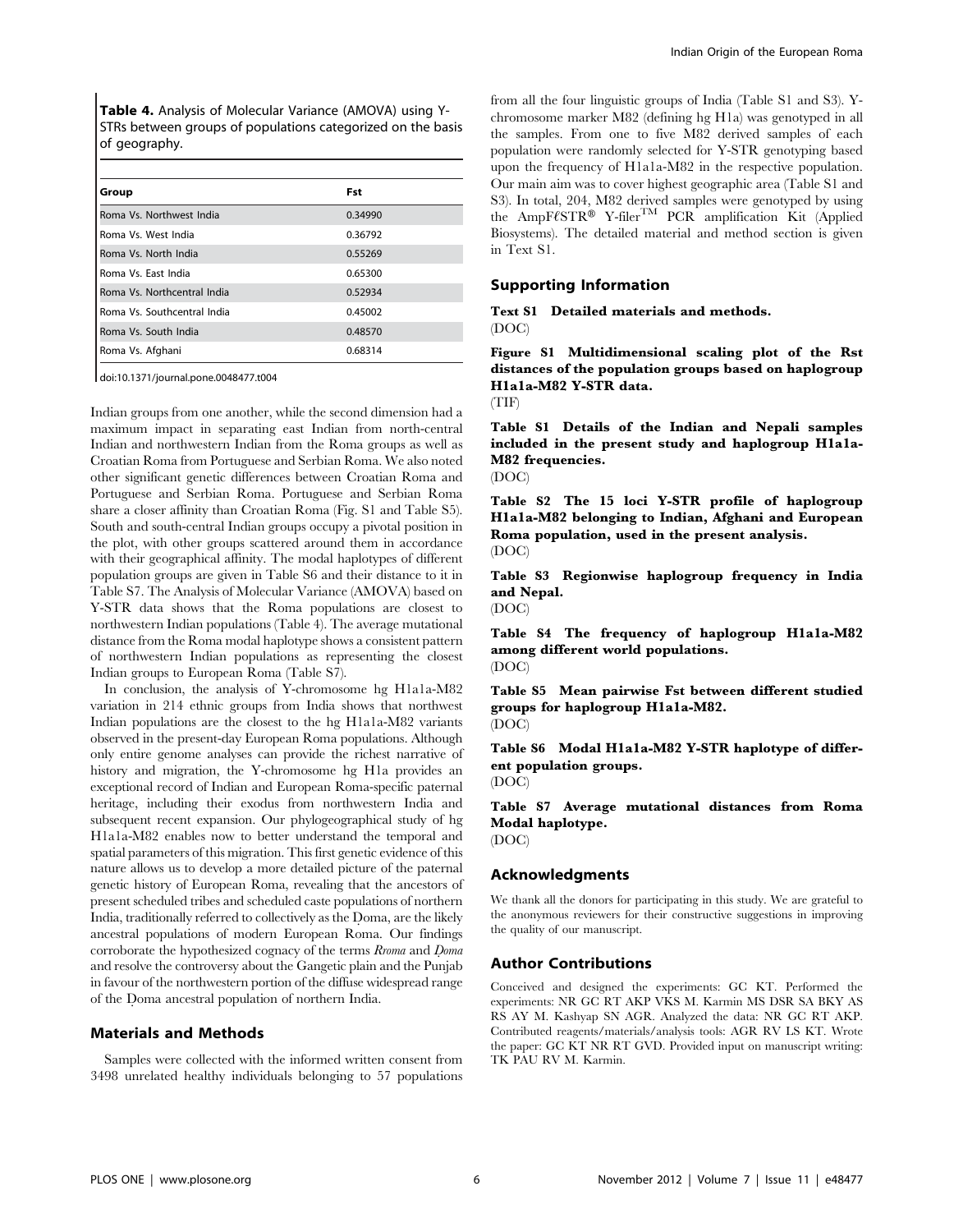**Table 4.** Analysis of Molecular Variance (AMOVA) using Y-STRs between groups of populations categorized on the basis of geography.

| Group | Fst |
| --- | --- |
| Roma Vs. Northwest India | 0.34990 |
| Roma Vs. West India | 0.36792 |
| Roma Vs. North India | 0.55269 |
| Roma Vs. East India | 0.65300 |
| Roma Vs. Northcentral India | 0.52934 |
| Roma Vs. Southcentral India | 0.45002 |
| Roma Vs. South India | 0.48570 |
| Roma Vs. Afghani | 0.68314 |

doi:10.1371/journal.pone.0048477.t004

Indian groups from one another, while the second dimension had a maximum impact in separating east Indian from north-central Indian and northwestern Indian from the Roma groups as well as Croatian Roma from Portuguese and Serbian Roma. We also noted other significant genetic differences between Croatian Roma and Portuguese and Serbian Roma. Portuguese and Serbian Roma share a closer affinity than Croatian Roma (Fig. S1 and Table S5). South and south-central Indian groups occupy a pivotal position in the plot, with other groups scattered around them in accordance with their geographical affinity. The modal haplotypes of different population groups are given in Table S6 and their distance to it in Table S7. The Analysis of Molecular Variance (AMOVA) based on Y-STR data shows that the Roma populations are closest to northwestern Indian populations (Table 4). The average mutational distance from the Roma modal haplotype shows a consistent pattern of northwestern Indian populations as representing the closest Indian groups to European Roma (Table S7).

In conclusion, the analysis of Y-chromosome hg H1a1a-M82 variation in 214 ethnic groups from India shows that northwest Indian populations are the closest to the hg H1a1a-M82 variants observed in the present-day European Roma populations. Although only entire genome analyses can provide the richest narrative of history and migration, the Y-chromosome hg H1a provides an exceptional record of Indian and European Roma-specific paternal heritage, including their exodus from northwestern India and subsequent recent expansion. Our phylogeographical study of hg H1a1a-M82 enables now to better understand the temporal and spatial parameters of this migration. This first genetic evidence of this nature allows us to develop a more detailed picture of the paternal genetic history of European Roma, revealing that the ancestors of present scheduled tribes and scheduled caste populations of northern India, traditionally referred to collectively as the Ḍoma, are the likely ancestral populations of modern European Roma. Our findings corroborate the hypothesized cognacy of the terms *Rroma* and *Ḍoma* and resolve the controversy about the Gangetic plain and the Punjab in favour of the northwestern portion of the diffuse widespread range of the Ḍoma ancestral population of northern India.

## Materials and Methods

Samples were collected with the informed written consent from 3498 unrelated healthy individuals belonging to 57 populations from all the four linguistic groups of India (Table S1 and S3). Y-chromosome marker M82 (defining hg H1a) was genotyped in all the samples. From one to five M82 derived samples of each population were randomly selected for Y-STR genotyping based upon the frequency of H1a1a-M82 in the respective population. Our main aim was to cover highest geographic area (Table S1 and S3). In total, 204, M82 derived samples were genotyped by using the AmpFℓSTR® Y-filer™ PCR amplification Kit (Applied Biosystems). The detailed material and method section is given in Text S1.

## Supporting Information

**Text S1 Detailed materials and methods.**
(DOC)

**Figure S1 Multidimensional scaling plot of the Rst distances of the population groups based on haplogroup H1a1a-M82 Y-STR data.**
(TIF)

**Table S1 Details of the Indian and Nepali samples included in the present study and haplogroup H1a1a-M82 frequencies.**
(DOC)

**Table S2 The 15 loci Y-STR profile of haplogroup H1a1a-M82 belonging to Indian, Afghani and European Roma population, used in the present analysis.**
(DOC)

**Table S3 Regionwise haplogroup frequency in India and Nepal.**
(DOC)

**Table S4 The frequency of haplogroup H1a1a-M82 among different world populations.**
(DOC)

**Table S5 Mean pairwise Fst between different studied groups for haplogroup H1a1a-M82.**
(DOC)

**Table S6 Modal H1a1a-M82 Y-STR haplotype of different population groups.**
(DOC)

**Table S7 Average mutational distances from Roma Modal haplotype.**
(DOC)

## Acknowledgments

We thank all the donors for participating in this study. We are grateful to the anonymous reviewers for their constructive suggestions in improving the quality of our manuscript.

## Author Contributions

Conceived and designed the experiments: GC KT. Performed the experiments: NR GC RT AKP VKS M. Karmin MS DSR SA BKY AS RS AY M. Kashyap SN AGR. Analyzed the data: NR GC RT AKP. Contributed reagents/materials/analysis tools: AGR RV LS KT. Wrote the paper: GC KT NR RT GVD. Provided input on manuscript writing: TK PAU RV M. Karmin.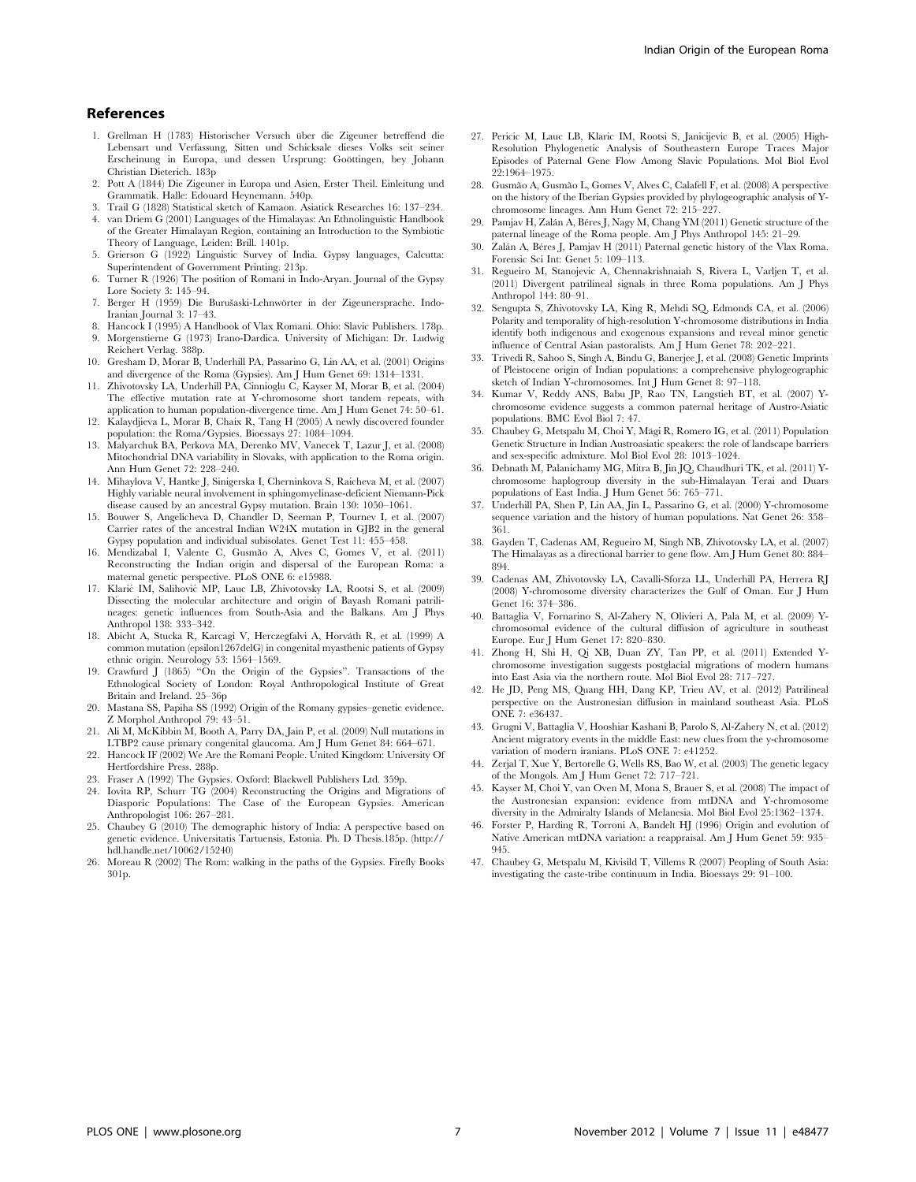## References

1. Grellman H (1783) Historischer Versuch über die Zigeuner betreffend die Lebensart und Verfassung, Sitten und Schicksale dieses Volks seit seiner Erscheinung in Europa, und dessen Ursprung: Goöttingen, bey Johann Christian Dieterich. 183p
2. Pott A (1844) Die Zigeuner in Europa und Asien, Erster Theil. Einleitung und Grammatik. Halle: Edouard Heynemann. 540p.
3. Trail G (1828) Statistical sketch of Kamaon. Asiatick Researches 16: 137–234.
4. van Driem G (2001) Languages of the Himalayas: An Ethnolinguistic Handbook of the Greater Himalayan Region, containing an Introduction to the Symbiotic Theory of Language, Leiden: Brill. 1401p.
5. Grierson G (1922) Linguistic Survey of India. Gypsy languages, Calcutta: Superintendent of Government Printing. 213p.
6. Turner R (1926) The position of Romani in Indo-Aryan. Journal of the Gypsy Lore Society 3: 145–94.
7. Berger H (1959) Die Burušaski-Lehnwörter in der Zigeunersprache. Indo-Iranian Journal 3: 17–43.
8. Hancock I (1995) A Handbook of Vlax Romani. Ohio: Slavic Publishers. 178p.
9. Morgenstierne G (1973) Irano-Dardica. University of Michigan: Dr. Ludwig Reichert Verlag. 388p.
10. Gresham D, Morar B, Underhill PA, Passarino G, Lin AA, et al. (2001) Origins and divergence of the Roma (Gypsies). Am J Hum Genet 69: 1314–1331.
11. Zhivotovsky LA, Underhill PA, Cinnioglu C, Kayser M, Morar B, et al. (2004) The effective mutation rate at Y-chromosome short tandem repeats, with application to human population-divergence time. Am J Hum Genet 74: 50–61.
12. Kalaydjieva L, Morar B, Chaix R, Tang H (2005) A newly discovered founder population: the Roma/Gypsies. Bioessays 27: 1084–1094.
13. Malyarchuk BA, Perkova MA, Derenko MV, Vanecek T, Lazur J, et al. (2008) Mitochondrial DNA variability in Slovaks, with application to the Roma origin. Ann Hum Genet 72: 228–240.
14. Mihaylova V, Hantke J, Sinigerska I, Cherninkova S, Raicheva M, et al. (2007) Highly variable neural involvement in sphingomyelinase-deficient Niemann-Pick disease caused by an ancestral Gypsy mutation. Brain 130: 1050–1061.
15. Bouwer S, Angelicheva D, Chandler D, Seeman P, Tourney I, et al. (2007) Carrier rates of the ancestral Indian W24X mutation in GJB2 in the general Gypsy population and individual subisolates. Genet Test 11: 455–458.
16. Mendizabal I, Valente C, Gusmão A, Alves C, Gomes V, et al. (2011) Reconstructing the Indian origin and dispersal of the European Roma: a maternal genetic perspective. PLoS ONE 6: e15988.
17. Klarić IM, Salihović MP, Lauc LB, Zhivotovsky LA, Rootsi S, et al. (2009) Dissecting the molecular architecture and origin of Bayash Romani patrilineages: genetic influences from South-Asia and the Balkans. Am J Phys Anthropol 138: 333–342.
18. Abicht A, Stucka R, Karcagi V, Herczegfalvi A, Horváth R, et al. (1999) A common mutation (epsilon1267delG) in congenital myasthenic patients of Gypsy ethnic origin. Neurology 53: 1564–1569.
19. Crawfurd J (1865) "On the Origin of the Gypsies". Transactions of the Ethnological Society of London: Royal Anthropological Institute of Great Britain and Ireland. 25–36p
20. Mastana SS, Papiha SS (1992) Origin of the Romany gypsies–genetic evidence. Z Morphol Anthropol 79: 43–51.
21. Ali M, McKibbin M, Booth A, Parry DA, Jain P, et al. (2009) Null mutations in LTBP2 cause primary congenital glaucoma. Am J Hum Genet 84: 664–671.
22. Hancock IF (2002) We Are the Romani People. United Kingdom: University Of Hertfordshire Press. 288p.
23. Fraser A (1992) The Gypsies. Oxford: Blackwell Publishers Ltd. 359p.
24. Iovita RP, Schurr TG (2004) Reconstructing the Origins and Migrations of Diasporic Populations: The Case of the European Gypsies. American Anthropologist 106: 267–281.
25. Chaubey G (2010) The demographic history of India: A perspective based on genetic evidence. Universitatis Tartuensis, Estonia. Ph. D Thesis.185p. (http://hdl.handle.net/10062/15240)
26. Moreau R (2002) The Rom: walking in the paths of the Gypsies. Firefly Books 301p.
27. Pericic M, Lauc LB, Klaric IM, Rootsi S, Janicijevic B, et al. (2005) High-Resolution Phylogenetic Analysis of Southeastern Europe Traces Major Episodes of Paternal Gene Flow Among Slavic Populations. Mol Biol Evol 22:1964–1975.
28. Gusmão A, Gusmão L, Gomes V, Alves C, Calafell F, et al. (2008) A perspective on the history of the Iberian Gypsies provided by phylogeographic analysis of Y-chromosome lineages. Ann Hum Genet 72: 215–227.
29. Pamjav H, Zalán A, Béres J, Nagy M, Chang YM (2011) Genetic structure of the paternal lineage of the Roma people. Am J Phys Anthropol 145: 21–29.
30. Zalán A, Béres J, Pamjav H (2011) Paternal genetic history of the Vlax Roma. Forensic Sci Int: Genet 5: 109–113.
31. Regueiro M, Stanojevic A, Chennakrishnaiah S, Rivera L, Varljen T, et al. (2011) Divergent patrilineal signals in three Roma populations. Am J Phys Anthropol 144: 80–91.
32. Sengupta S, Zhivotovsky LA, King R, Mehdi SQ, Edmonds CA, et al. (2006) Polarity and temporality of high-resolution Y-chromosome distributions in India identify both indigenous and exogenous expansions and reveal minor genetic influence of Central Asian pastoralists. Am J Hum Genet 78: 202–221.
33. Trivedi R, Sahoo S, Singh A, Bindu G, Banerjee J, et al. (2008) Genetic Imprints of Pleistocene origin of Indian populations: a comprehensive phylogeographic sketch of Indian Y-chromosomes. Int J Hum Genet 8: 97–118.
34. Kumar V, Reddy ANS, Babu JP, Rao TN, Langstieh BT, et al. (2007) Y-chromosome evidence suggests a common paternal heritage of Austro-Asiatic populations. BMC Evol Biol 7: 47.
35. Chaubey G, Metspalu M, Choi Y, Mägi R, Romero IG, et al. (2011) Population Genetic Structure in Indian Austroasiatic speakers: the role of landscape barriers and sex-specific admixture. Mol Biol Evol 28: 1013–1024.
36. Debnath M, Palanichamy MG, Mitra B, Jin JQ, Chaudhuri TK, et al. (2011) Y-chromosome haplogroup diversity in the sub-Himalayan Terai and Duars populations of East India. J Hum Genet 56: 765–771.
37. Underhill PA, Shen P, Lin AA, Jin L, Passarino G, et al. (2000) Y-chromosome sequence variation and the history of human populations. Nat Genet 26: 358–361.
38. Gayden T, Cadenas AM, Regueiro M, Singh NB, Zhivotovsky LA, et al. (2007) The Himalayas as a directional barrier to gene flow. Am J Hum Genet 80: 884–894.
39. Cadenas AM, Zhivotovsky LA, Cavalli-Sforza LL, Underhill PA, Herrera RJ (2008) Y-chromosome diversity characterizes the Gulf of Oman. Eur J Hum Genet 16: 374–386.
40. Battaglia V, Fornarino S, Al-Zahery N, Olivieri A, Pala M, et al. (2009) Y-chromosomal evidence of the cultural diffusion of agriculture in southeast Europe. Eur J Hum Genet 17: 820–830.
41. Zhong H, Shi H, Qi XB, Duan ZY, Tan PP, et al. (2011) Extended Y-chromosome investigation suggests postglacial migrations of modern humans into East Asia via the northern route. Mol Biol Evol 28: 717–727.
42. He JD, Peng MS, Quang HH, Dang KP, Trieu AV, et al. (2012) Patrilineal perspective on the Austronesian diffusion in mainland southeast Asia. PLoS ONE 7: e36437.
43. Grugni V, Battaglia V, Hooshiar Kashani B, Parolo S, Al-Zahery N, et al. (2012) Ancient migratory events in the middle East: new clues from the y-chromosome variation of modern iranians. PLoS ONE 7: e41252.
44. Zerjal T, Xue Y, Bertorelle G, Wells RS, Bao W, et al. (2003) The genetic legacy of the Mongols. Am J Hum Genet 72: 717–721.
45. Kayser M, Choi Y, van Oven M, Mona S, Brauer S, et al. (2008) The impact of the Austronesian expansion: evidence from mtDNA and Y-chromosome diversity in the Admiralty Islands of Melanesia. Mol Biol Evol 25:1362–1374.
46. Forster P, Harding R, Torroni A, Bandelt HJ (1996) Origin and evolution of Native American mtDNA variation: a reappraisal. Am J Hum Genet 59: 935–945.
47. Chaubey G, Metspalu M, Kivisild T, Villems R (2007) Peopling of South Asia: investigating the caste-tribe continuum in India. Bioessays 29: 91–100.